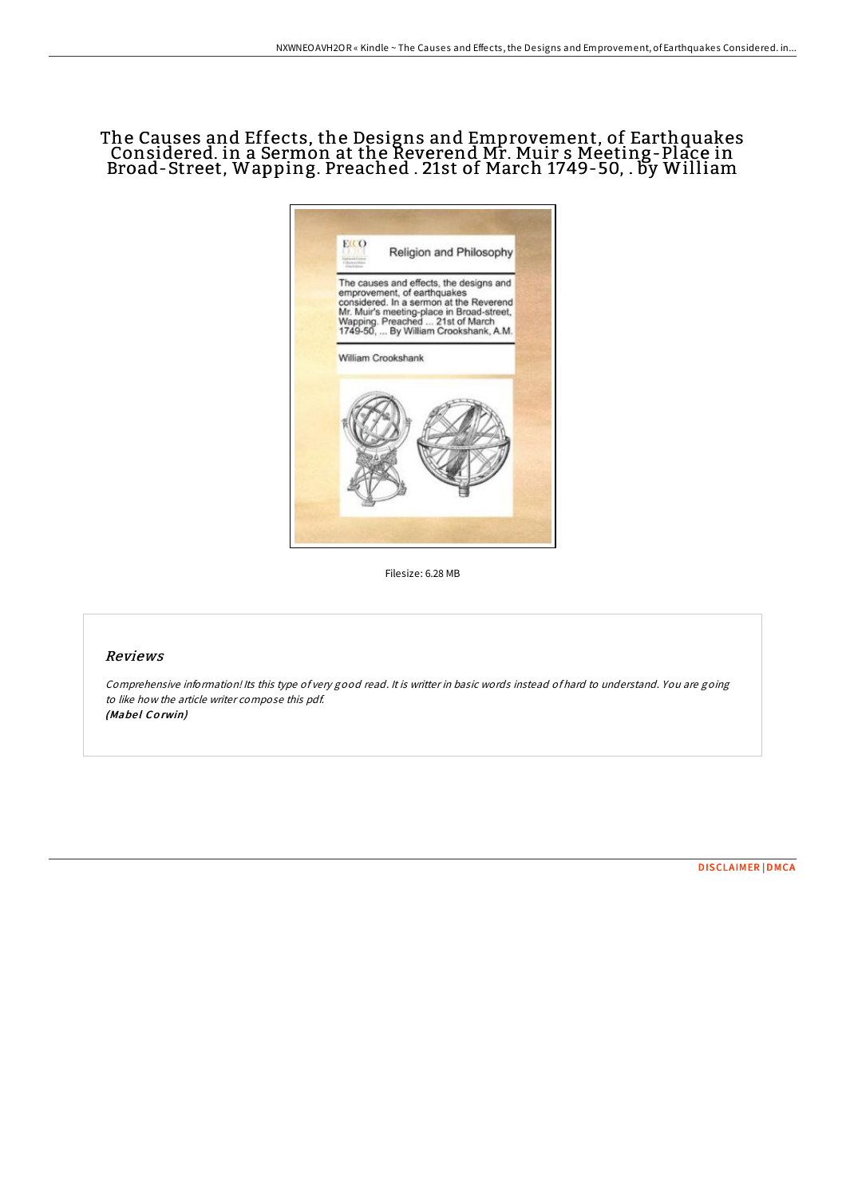# The Causes and Effects, the Designs and Emprovement, of Earthquakes Considered. in a Sermon at the Reverend Mr. Muir s Meeting-Place in Broad-Street, Wapping. Preached . 21st of March 1749-50, . by William

Filesize: 6.28 MB

## Reviews

*Comprehensive information! Its this type of very good read. It is writter in basic words instead of hard to understand. You are going to like how the article writer compose this pdf.*
***(Mabel Corwin)***

DISCLAIMER | DMCA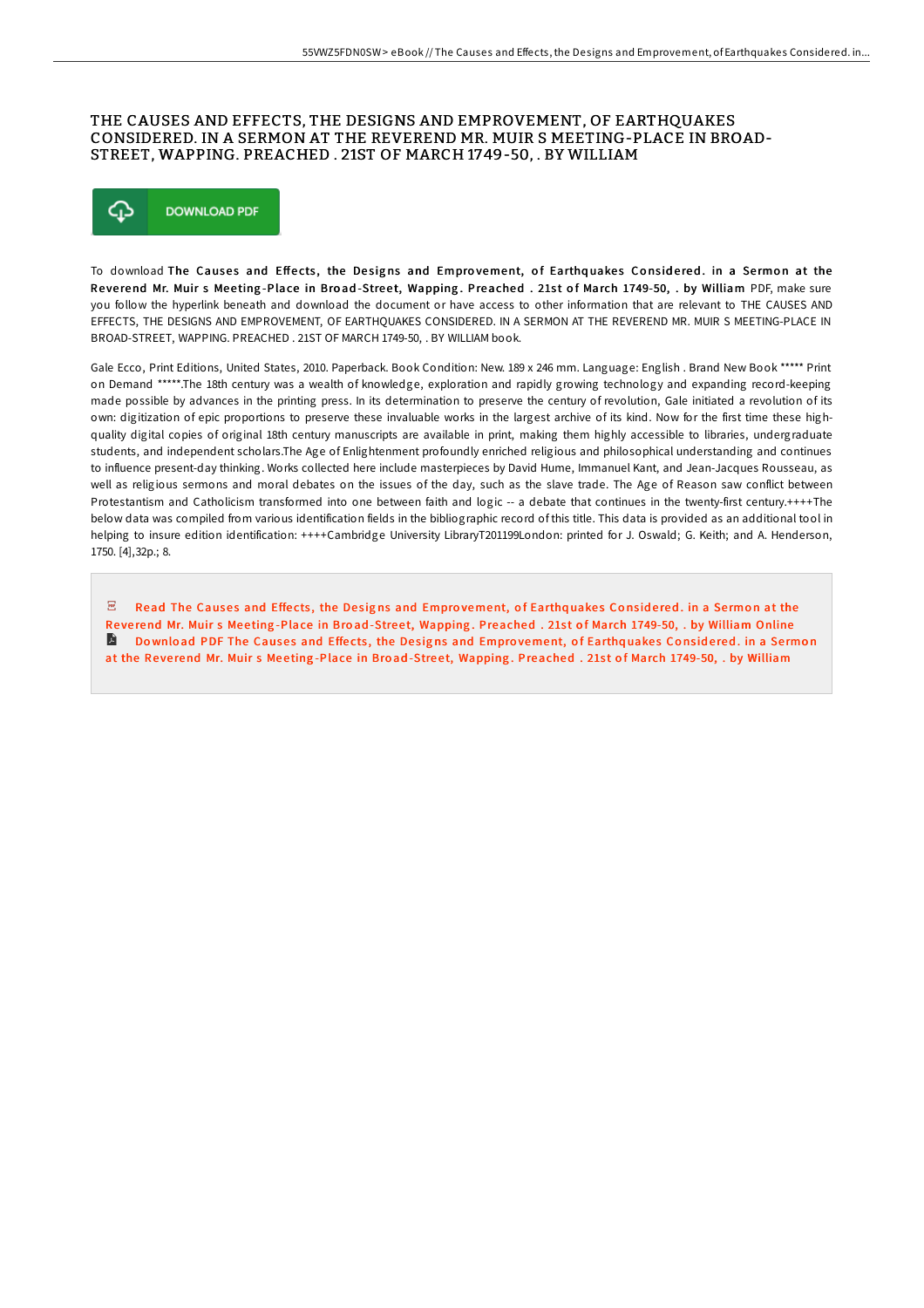# THE CAUSES AND EFFECTS, THE DESIGNS AND EMPROVEMENT, OF EARTHQUAKES CONSIDERED. IN A SERMON AT THE REVEREND MR. MUIR S MEETING-PLACE IN BROAD-STREET, WAPPING. PREACHED . 21ST OF MARCH 1749-50, . BY WILLIAM

DOWNLOAD PDF

To download **The Causes and Effects, the Designs and Emprovement, of Earthquakes Considered. in a Sermon at the Reverend Mr. Muir s Meeting-Place in Broad-Street, Wapping. Preached . 21st of March 1749-50, . by William** PDF, make sure you follow the hyperlink beneath and download the document or have access to other information that are relevant to THE CAUSES AND EFFECTS, THE DESIGNS AND EMPROVEMENT, OF EARTHQUAKES CONSIDERED. IN A SERMON AT THE REVEREND MR. MUIR S MEETING-PLACE IN BROAD-STREET, WAPPING. PREACHED . 21ST OF MARCH 1749-50, . BY WILLIAM book.

Gale Ecco, Print Editions, United States, 2010. Paperback. Book Condition: New. 189 x 246 mm. Language: English . Brand New Book ***** Print on Demand *****.The 18th century was a wealth of knowledge, exploration and rapidly growing technology and expanding record-keeping made possible by advances in the printing press. In its determination to preserve the century of revolution, Gale initiated a revolution of its own: digitization of epic proportions to preserve these invaluable works in the largest archive of its kind. Now for the first time these high-quality digital copies of original 18th century manuscripts are available in print, making them highly accessible to libraries, undergraduate students, and independent scholars.The Age of Enlightenment profoundly enriched religious and philosophical understanding and continues to influence present-day thinking. Works collected here include masterpieces by David Hume, Immanuel Kant, and Jean-Jacques Rousseau, as well as religious sermons and moral debates on the issues of the day, such as the slave trade. The Age of Reason saw conflict between Protestantism and Catholicism transformed into one between faith and logic -- a debate that continues in the twenty-first century.++++The below data was compiled from various identification fields in the bibliographic record of this title. This data is provided as an additional tool in helping to insure edition identification: ++++Cambridge University LibraryT201199London: printed for J. Oswald; G. Keith; and A. Henderson, 1750. [4],32p.; 8.

Read The Causes and Effects, the Designs and Emprovement, of Earthquakes Considered. in a Sermon at the Reverend Mr. Muir s Meeting-Place in Broad-Street, Wapping. Preached . 21st of March 1749-50, . by William Online

Download PDF The Causes and Effects, the Designs and Emprovement, of Earthquakes Considered. in a Sermon at the Reverend Mr. Muir s Meeting-Place in Broad-Street, Wapping. Preached . 21st of March 1749-50, . by William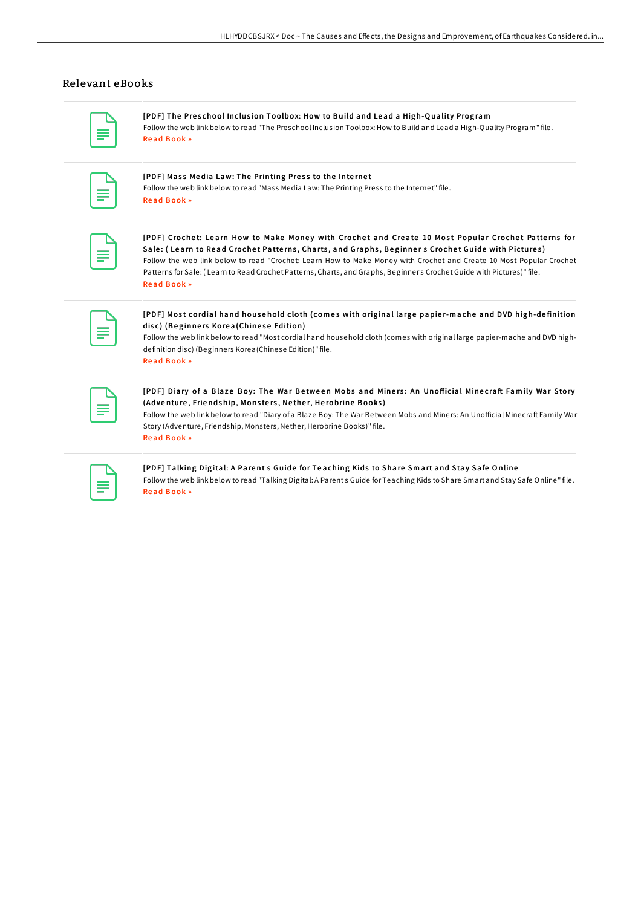## Relevant eBooks

**[PDF] The Preschool Inclusion Toolbox: How to Build and Lead a High-Quality Program**

Follow the web link below to read "The Preschool Inclusion Toolbox: How to Build and Lead a High-Quality Program" file.

Read Book »

**[PDF] Mass Media Law: The Printing Press to the Internet**

Follow the web link below to read "Mass Media Law: The Printing Press to the Internet" file.

Read Book »

**[PDF] Crochet: Learn How to Make Money with Crochet and Create 10 Most Popular Crochet Patterns for Sale: ( Learn to Read Crochet Patterns, Charts, and Graphs, Beginner s Crochet Guide with Pictures)**

Follow the web link below to read "Crochet: Learn How to Make Money with Crochet and Create 10 Most Popular Crochet Patterns for Sale: ( Learn to Read Crochet Patterns, Charts, and Graphs, Beginner s Crochet Guide with Pictures)" file.

Read Book »

**[PDF] Most cordial hand household cloth (comes with original large papier-mache and DVD high-definition disc) (Beginners Korea(Chinese Edition)**

Follow the web link below to read "Most cordial hand household cloth (comes with original large papier-mache and DVD high-definition disc) (Beginners Korea(Chinese Edition)" file.

Read Book »

**[PDF] Diary of a Blaze Boy: The War Between Mobs and Miners: An Unofficial Minecraft Family War Story (Adventure, Friendship, Monsters, Nether, Herobrine Books)**

Follow the web link below to read "Diary of a Blaze Boy: The War Between Mobs and Miners: An Unofficial Minecraft Family War Story (Adventure, Friendship, Monsters, Nether, Herobrine Books)" file.

Read Book »

**[PDF] Talking Digital: A Parent s Guide for Teaching Kids to Share Smart and Stay Safe Online**

Follow the web link below to read "Talking Digital: A Parent s Guide for Teaching Kids to Share Smart and Stay Safe Online" file.

Read Book »